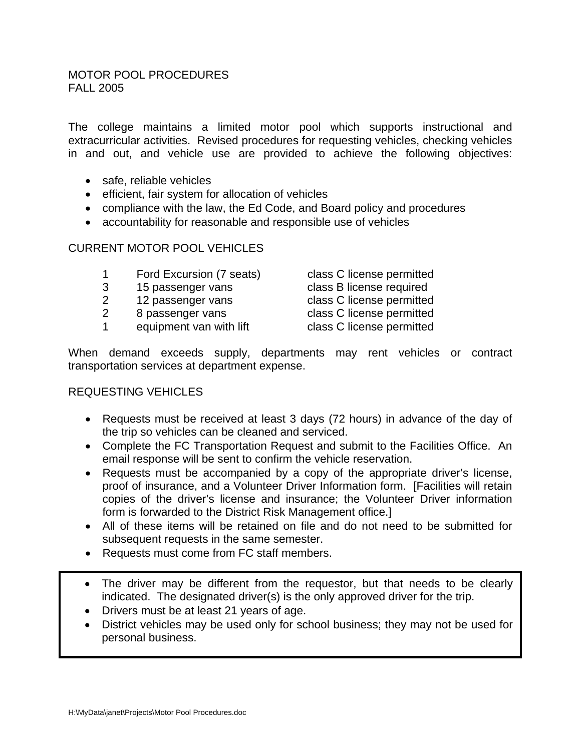# MOTOR POOL PROCEDURES
## FALL 2005

The college maintains a limited motor pool which supports instructional and extracurricular activities. Revised procedures for requesting vehicles, checking vehicles in and out, and vehicle use are provided to achieve the following objectives:

- safe, reliable vehicles
- efficient, fair system for allocation of vehicles
- compliance with the law, the Ed Code, and Board policy and procedures
- accountability for reasonable and responsible use of vehicles

## CURRENT MOTOR POOL VEHICLES

| | | |
|---|---|---|
| 1 | Ford Excursion (7 seats) | class C license permitted |
| 3 | 15 passenger vans | class B license required |
| 2 | 12 passenger vans | class C license permitted |
| 2 | 8 passenger vans | class C license permitted |
| 1 | equipment van with lift | class C license permitted |

When demand exceeds supply, departments may rent vehicles or contract transportation services at department expense.

## REQUESTING VEHICLES

- Requests must be received at least 3 days (72 hours) in advance of the day of the trip so vehicles can be cleaned and serviced.
- Complete the FC Transportation Request and submit to the Facilities Office. An email response will be sent to confirm the vehicle reservation.
- Requests must be accompanied by a copy of the appropriate driver's license, proof of insurance, and a Volunteer Driver Information form. [Facilities will retain copies of the driver's license and insurance; the Volunteer Driver information form is forwarded to the District Risk Management office.]
- All of these items will be retained on file and do not need to be submitted for subsequent requests in the same semester.
- Requests must come from FC staff members.

- The driver may be different from the requestor, but that needs to be clearly indicated. The designated driver(s) is the only approved driver for the trip.
- Drivers must be at least 21 years of age.
- District vehicles may be used only for school business; they may not be used for personal business.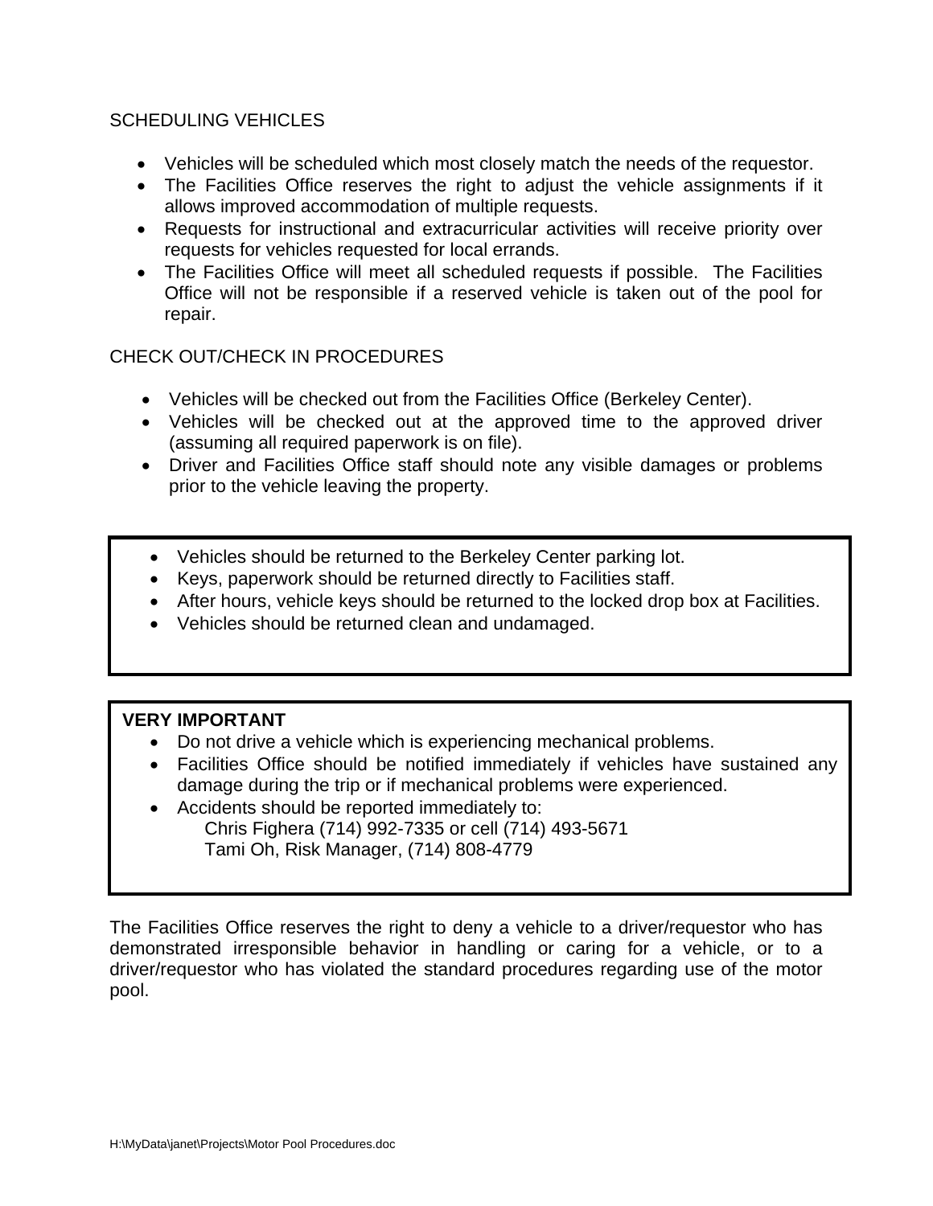## SCHEDULING VEHICLES

- Vehicles will be scheduled which most closely match the needs of the requestor.
- The Facilities Office reserves the right to adjust the vehicle assignments if it allows improved accommodation of multiple requests.
- Requests for instructional and extracurricular activities will receive priority over requests for vehicles requested for local errands.
- The Facilities Office will meet all scheduled requests if possible. The Facilities Office will not be responsible if a reserved vehicle is taken out of the pool for repair.

## CHECK OUT/CHECK IN PROCEDURES

- Vehicles will be checked out from the Facilities Office (Berkeley Center).
- Vehicles will be checked out at the approved time to the approved driver (assuming all required paperwork is on file).
- Driver and Facilities Office staff should note any visible damages or problems prior to the vehicle leaving the property.

- Vehicles should be returned to the Berkeley Center parking lot.
- Keys, paperwork should be returned directly to Facilities staff.
- After hours, vehicle keys should be returned to the locked drop box at Facilities.
- Vehicles should be returned clean and undamaged.

**VERY IMPORTANT**

- Do not drive a vehicle which is experiencing mechanical problems.
- Facilities Office should be notified immediately if vehicles have sustained any damage during the trip or if mechanical problems were experienced.
- Accidents should be reported immediately to:
  Chris Fighera (714) 992-7335 or cell (714) 493-5671
  Tami Oh, Risk Manager, (714) 808-4779

The Facilities Office reserves the right to deny a vehicle to a driver/requestor who has demonstrated irresponsible behavior in handling or caring for a vehicle, or to a driver/requestor who has violated the standard procedures regarding use of the motor pool.

H:\MyData\janet\Projects\Motor Pool Procedures.doc